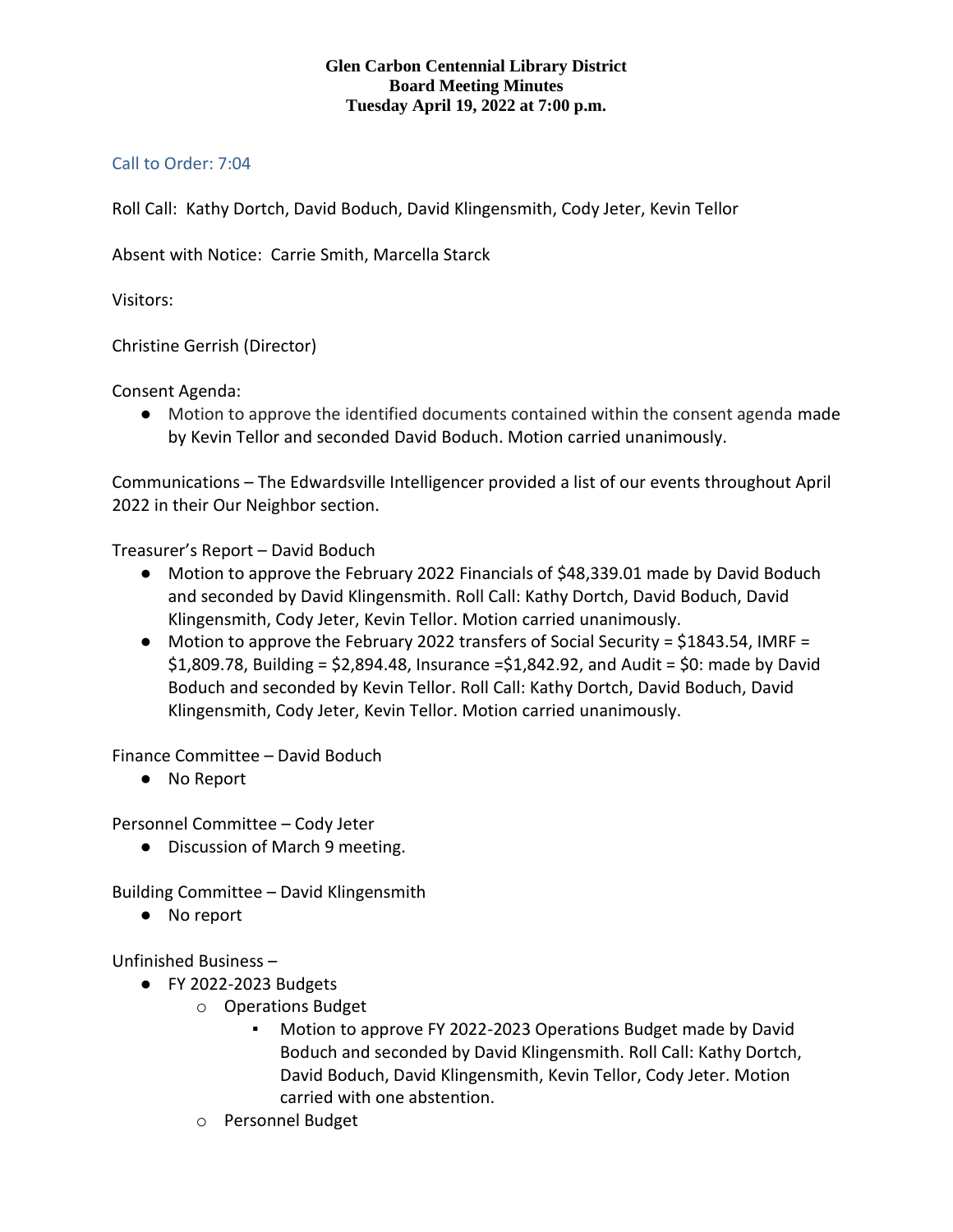**Glen Carbon Centennial Library District**
**Board Meeting Minutes**
**Tuesday April 19, 2022 at 7:00 p.m.**

Call to Order: 7:04

Roll Call: Kathy Dortch, David Boduch, David Klingensmith, Cody Jeter, Kevin Tellor

Absent with Notice: Carrie Smith, Marcella Starck

Visitors:

Christine Gerrish (Director)

Consent Agenda:

- Motion to approve the identified documents contained within the consent agenda made by Kevin Tellor and seconded David Boduch. Motion carried unanimously.

Communications – The Edwardsville Intelligencer provided a list of our events throughout April 2022 in their Our Neighbor section.

Treasurer's Report – David Boduch

- Motion to approve the February 2022 Financials of $48,339.01 made by David Boduch and seconded by David Klingensmith. Roll Call: Kathy Dortch, David Boduch, David Klingensmith, Cody Jeter, Kevin Tellor. Motion carried unanimously.
- Motion to approve the February 2022 transfers of Social Security = $1843.54, IMRF = $1,809.78, Building = $2,894.48, Insurance =$1,842.92, and Audit = $0: made by David Boduch and seconded by Kevin Tellor. Roll Call: Kathy Dortch, David Boduch, David Klingensmith, Cody Jeter, Kevin Tellor. Motion carried unanimously.

Finance Committee – David Boduch

- No Report

Personnel Committee – Cody Jeter

- Discussion of March 9 meeting.

Building Committee – David Klingensmith

- No report

Unfinished Business –

- FY 2022-2023 Budgets
  - Operations Budget
    - Motion to approve FY 2022-2023 Operations Budget made by David Boduch and seconded by David Klingensmith. Roll Call: Kathy Dortch, David Boduch, David Klingensmith, Kevin Tellor, Cody Jeter. Motion carried with one abstention.
  - Personnel Budget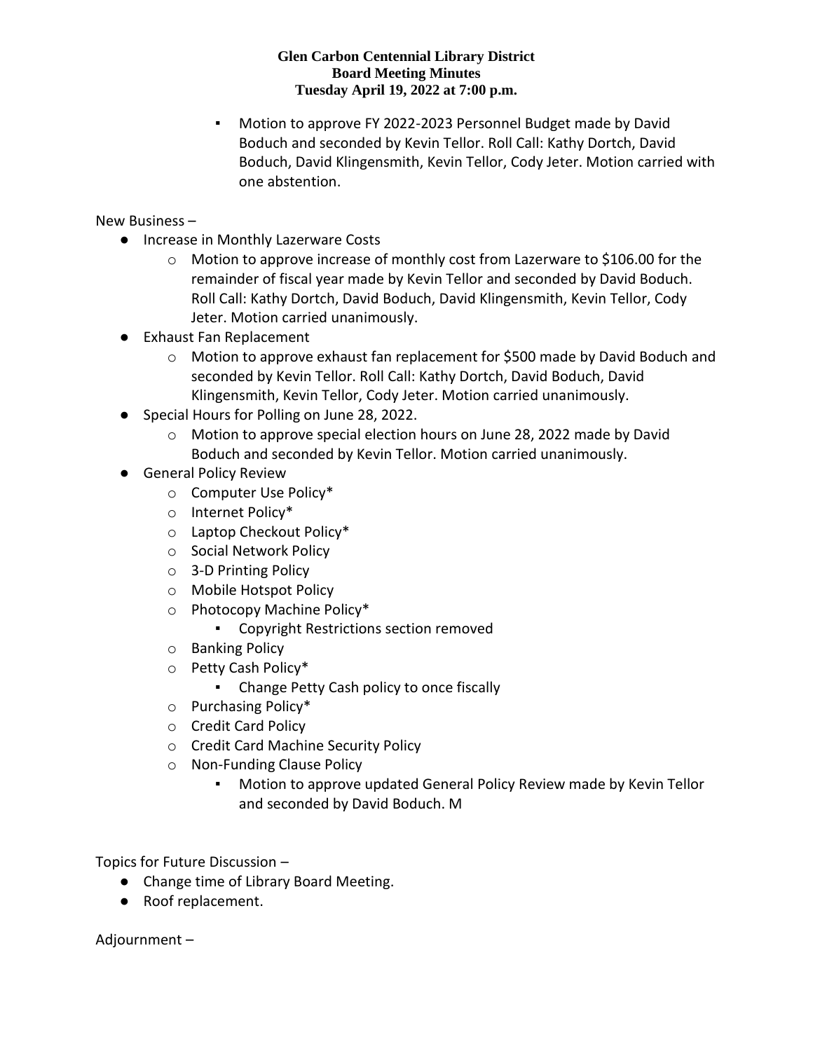- Motion to approve FY 2022-2023 Personnel Budget made by David Boduch and seconded by Kevin Tellor. Roll Call: Kathy Dortch, David Boduch, David Klingensmith, Kevin Tellor, Cody Jeter. Motion carried with one abstention.

New Business –

- Increase in Monthly Lazerware Costs
  - Motion to approve increase of monthly cost from Lazerware to $106.00 for the remainder of fiscal year made by Kevin Tellor and seconded by David Boduch. Roll Call: Kathy Dortch, David Boduch, David Klingensmith, Kevin Tellor, Cody Jeter. Motion carried unanimously.
- Exhaust Fan Replacement
  - Motion to approve exhaust fan replacement for $500 made by David Boduch and seconded by Kevin Tellor. Roll Call: Kathy Dortch, David Boduch, David Klingensmith, Kevin Tellor, Cody Jeter. Motion carried unanimously.
- Special Hours for Polling on June 28, 2022.
  - Motion to approve special election hours on June 28, 2022 made by David Boduch and seconded by Kevin Tellor. Motion carried unanimously.
- General Policy Review
  - Computer Use Policy*
  - Internet Policy*
  - Laptop Checkout Policy*
  - Social Network Policy
  - 3-D Printing Policy
  - Mobile Hotspot Policy
  - Photocopy Machine Policy*
    - Copyright Restrictions section removed
  - Banking Policy
  - Petty Cash Policy*
    - Change Petty Cash policy to once fiscally
  - Purchasing Policy*
  - Credit Card Policy
  - Credit Card Machine Security Policy
  - Non-Funding Clause Policy
    - Motion to approve updated General Policy Review made by Kevin Tellor and seconded by David Boduch. M

Topics for Future Discussion –

- Change time of Library Board Meeting.
- Roof replacement.

Adjournment –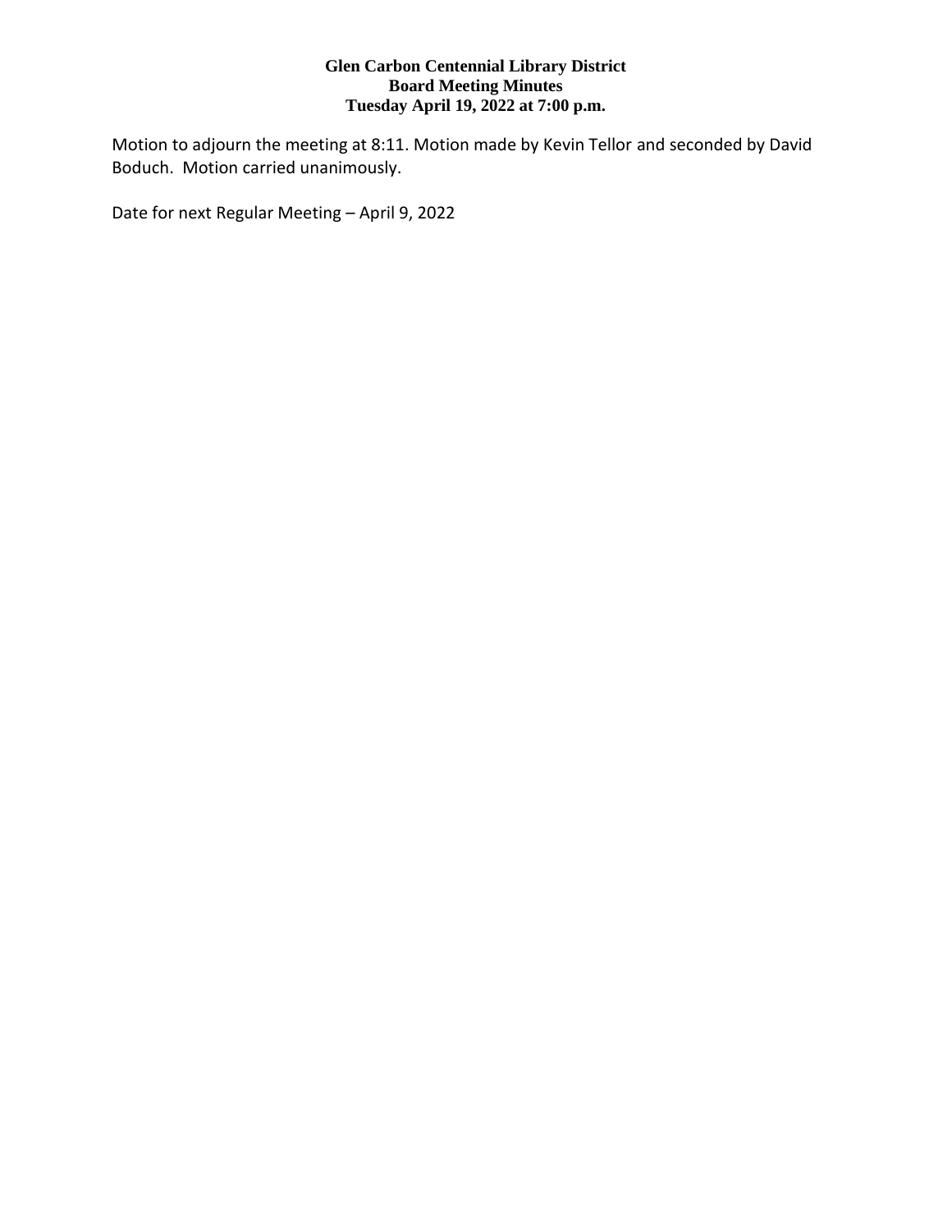**Glen Carbon Centennial Library District**
**Board Meeting Minutes**
**Tuesday April 19, 2022 at 7:00 p.m.**

Motion to adjourn the meeting at 8:11. Motion made by Kevin Tellor and seconded by David Boduch. Motion carried unanimously.

Date for next Regular Meeting – April 9, 2022